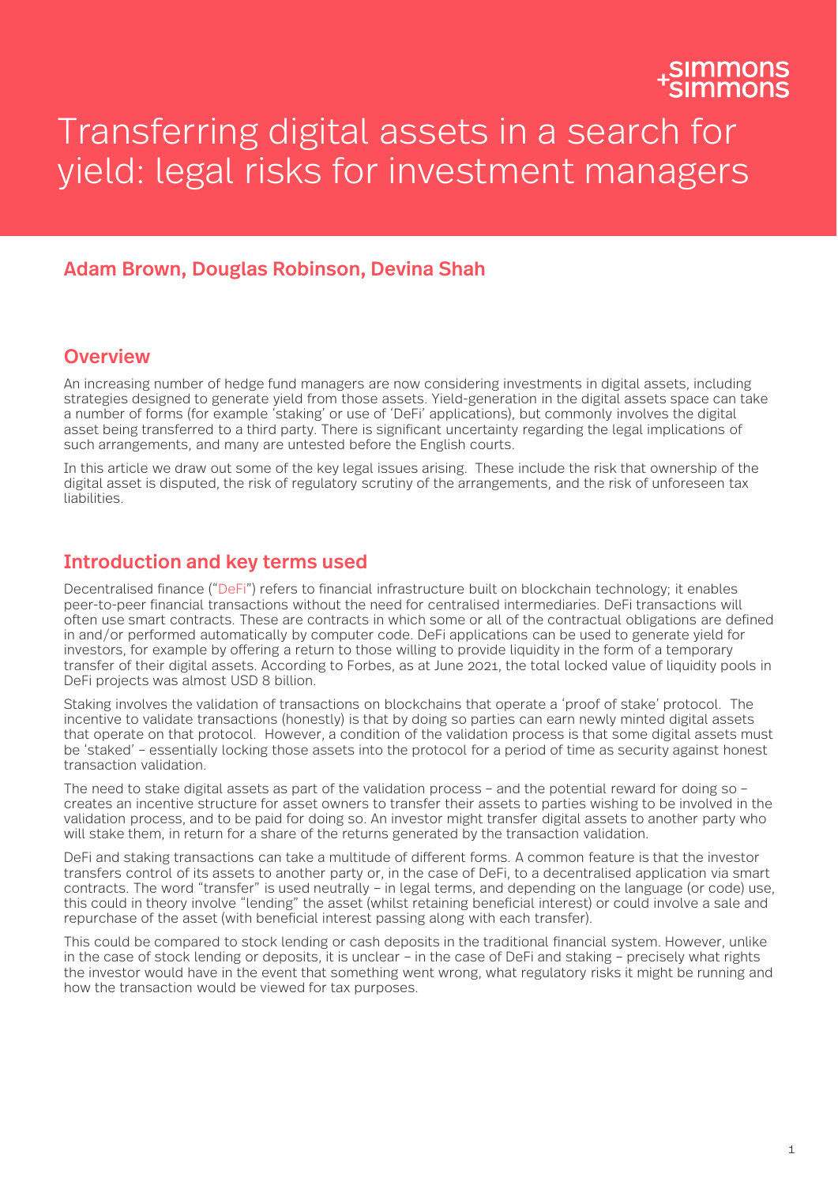# Transferring digital assets in a search for yield: legal risks for investment managers

**Adam Brown, Douglas Robinson, Devina Shah**

## Overview

An increasing number of hedge fund managers are now considering investments in digital assets, including strategies designed to generate yield from those assets. Yield-generation in the digital assets space can take a number of forms (for example 'staking' or use of 'DeFi' applications), but commonly involves the digital asset being transferred to a third party. There is significant uncertainty regarding the legal implications of such arrangements, and many are untested before the English courts.

In this article we draw out some of the key legal issues arising. These include the risk that ownership of the digital asset is disputed, the risk of regulatory scrutiny of the arrangements, and the risk of unforeseen tax liabilities.

## Introduction and key terms used

Decentralised finance ("DeFi") refers to financial infrastructure built on blockchain technology; it enables peer-to-peer financial transactions without the need for centralised intermediaries. DeFi transactions will often use smart contracts. These are contracts in which some or all of the contractual obligations are defined in and/or performed automatically by computer code. DeFi applications can be used to generate yield for investors, for example by offering a return to those willing to provide liquidity in the form of a temporary transfer of their digital assets. According to Forbes, as at June 2021, the total locked value of liquidity pools in DeFi projects was almost USD 8 billion.

Staking involves the validation of transactions on blockchains that operate a 'proof of stake' protocol. The incentive to validate transactions (honestly) is that by doing so parties can earn newly minted digital assets that operate on that protocol. However, a condition of the validation process is that some digital assets must be 'staked' – essentially locking those assets into the protocol for a period of time as security against honest transaction validation.

The need to stake digital assets as part of the validation process – and the potential reward for doing so – creates an incentive structure for asset owners to transfer their assets to parties wishing to be involved in the validation process, and to be paid for doing so. An investor might transfer digital assets to another party who will stake them, in return for a share of the returns generated by the transaction validation.

DeFi and staking transactions can take a multitude of different forms. A common feature is that the investor transfers control of its assets to another party or, in the case of DeFi, to a decentralised application via smart contracts. The word "transfer" is used neutrally – in legal terms, and depending on the language (or code) use, this could in theory involve "lending" the asset (whilst retaining beneficial interest) or could involve a sale and repurchase of the asset (with beneficial interest passing along with each transfer).

This could be compared to stock lending or cash deposits in the traditional financial system. However, unlike in the case of stock lending or deposits, it is unclear – in the case of DeFi and staking – precisely what rights the investor would have in the event that something went wrong, what regulatory risks it might be running and how the transaction would be viewed for tax purposes.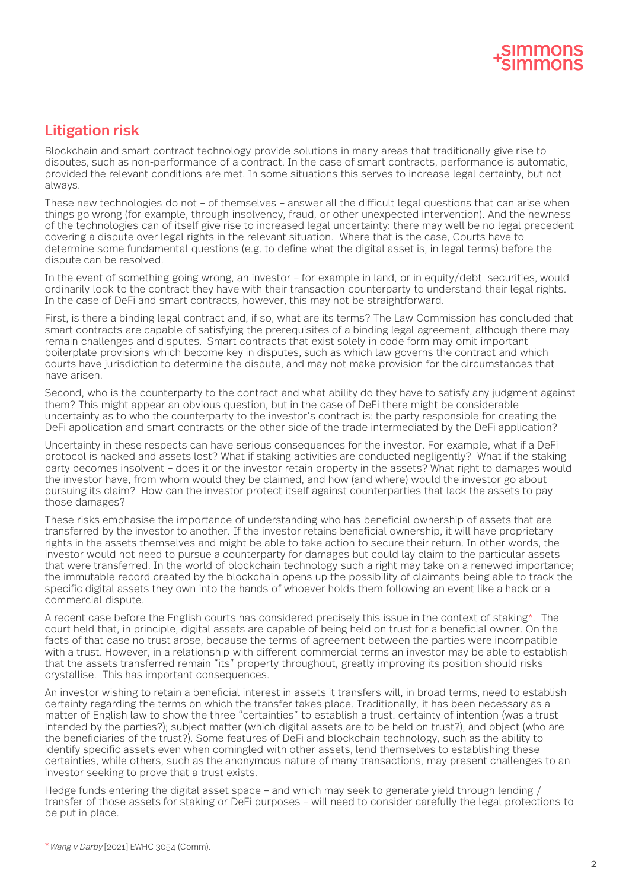## Litigation risk

Blockchain and smart contract technology provide solutions in many areas that traditionally give rise to disputes, such as non-performance of a contract. In the case of smart contracts, performance is automatic, provided the relevant conditions are met. In some situations this serves to increase legal certainty, but not always.

These new technologies do not – of themselves – answer all the difficult legal questions that can arise when things go wrong (for example, through insolvency, fraud, or other unexpected intervention). And the newness of the technologies can of itself give rise to increased legal uncertainty: there may well be no legal precedent covering a dispute over legal rights in the relevant situation. Where that is the case, Courts have to determine some fundamental questions (e.g. to define what the digital asset is, in legal terms) before the dispute can be resolved.

In the event of something going wrong, an investor – for example in land, or in equity/debt securities, would ordinarily look to the contract they have with their transaction counterparty to understand their legal rights. In the case of DeFi and smart contracts, however, this may not be straightforward.

First, is there a binding legal contract and, if so, what are its terms? The Law Commission has concluded that smart contracts are capable of satisfying the prerequisites of a binding legal agreement, although there may remain challenges and disputes. Smart contracts that exist solely in code form may omit important boilerplate provisions which become key in disputes, such as which law governs the contract and which courts have jurisdiction to determine the dispute, and may not make provision for the circumstances that have arisen.

Second, who is the counterparty to the contract and what ability do they have to satisfy any judgment against them? This might appear an obvious question, but in the case of DeFi there might be considerable uncertainty as to who the counterparty to the investor's contract is: the party responsible for creating the DeFi application and smart contracts or the other side of the trade intermediated by the DeFi application?

Uncertainty in these respects can have serious consequences for the investor. For example, what if a DeFi protocol is hacked and assets lost? What if staking activities are conducted negligently? What if the staking party becomes insolvent – does it or the investor retain property in the assets? What right to damages would the investor have, from whom would they be claimed, and how (and where) would the investor go about pursuing its claim? How can the investor protect itself against counterparties that lack the assets to pay those damages?

These risks emphasise the importance of understanding who has beneficial ownership of assets that are transferred by the investor to another. If the investor retains beneficial ownership, it will have proprietary rights in the assets themselves and might be able to take action to secure their return. In other words, the investor would not need to pursue a counterparty for damages but could lay claim to the particular assets that were transferred. In the world of blockchain technology such a right may take on a renewed importance; the immutable record created by the blockchain opens up the possibility of claimants being able to track the specific digital assets they own into the hands of whoever holds them following an event like a hack or a commercial dispute.

A recent case before the English courts has considered precisely this issue in the context of staking*. The court held that, in principle, digital assets are capable of being held on trust for a beneficial owner. On the facts of that case no trust arose, because the terms of agreement between the parties were incompatible with a trust. However, in a relationship with different commercial terms an investor may be able to establish that the assets transferred remain "its" property throughout, greatly improving its position should risks crystallise. This has important consequences.

An investor wishing to retain a beneficial interest in assets it transfers will, in broad terms, need to establish certainty regarding the terms on which the transfer takes place. Traditionally, it has been necessary as a matter of English law to show the three "certainties" to establish a trust: certainty of intention (was a trust intended by the parties?); subject matter (which digital assets are to be held on trust?); and object (who are the beneficiaries of the trust?). Some features of DeFi and blockchain technology, such as the ability to identify specific assets even when comingled with other assets, lend themselves to establishing these certainties, while others, such as the anonymous nature of many transactions, may present challenges to an investor seeking to prove that a trust exists.

Hedge funds entering the digital asset space – and which may seek to generate yield through lending / transfer of those assets for staking or DeFi purposes – will need to consider carefully the legal protections to be put in place.

*_Wang v Darby_ [2021] EWHC 3054 (Comm).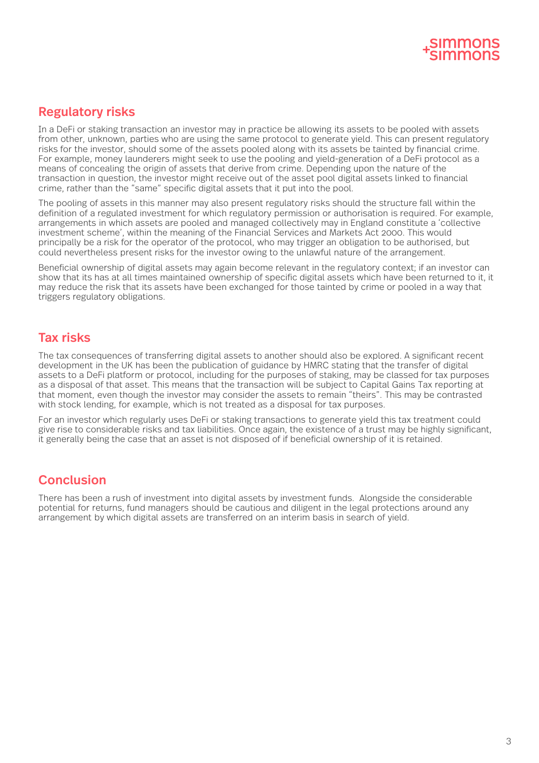## Regulatory risks

In a DeFi or staking transaction an investor may in practice be allowing its assets to be pooled with assets from other, unknown, parties who are using the same protocol to generate yield. This can present regulatory risks for the investor, should some of the assets pooled along with its assets be tainted by financial crime. For example, money launderers might seek to use the pooling and yield-generation of a DeFi protocol as a means of concealing the origin of assets that derive from crime. Depending upon the nature of the transaction in question, the investor might receive out of the asset pool digital assets linked to financial crime, rather than the "same" specific digital assets that it put into the pool.

The pooling of assets in this manner may also present regulatory risks should the structure fall within the definition of a regulated investment for which regulatory permission or authorisation is required. For example, arrangements in which assets are pooled and managed collectively may in England constitute a 'collective investment scheme', within the meaning of the Financial Services and Markets Act 2000. This would principally be a risk for the operator of the protocol, who may trigger an obligation to be authorised, but could nevertheless present risks for the investor owing to the unlawful nature of the arrangement.

Beneficial ownership of digital assets may again become relevant in the regulatory context; if an investor can show that its has at all times maintained ownership of specific digital assets which have been returned to it, it may reduce the risk that its assets have been exchanged for those tainted by crime or pooled in a way that triggers regulatory obligations.

## Tax risks

The tax consequences of transferring digital assets to another should also be explored. A significant recent development in the UK has been the publication of guidance by HMRC stating that the transfer of digital assets to a DeFi platform or protocol, including for the purposes of staking, may be classed for tax purposes as a disposal of that asset. This means that the transaction will be subject to Capital Gains Tax reporting at that moment, even though the investor may consider the assets to remain "theirs". This may be contrasted with stock lending, for example, which is not treated as a disposal for tax purposes.

For an investor which regularly uses DeFi or staking transactions to generate yield this tax treatment could give rise to considerable risks and tax liabilities. Once again, the existence of a trust may be highly significant, it generally being the case that an asset is not disposed of if beneficial ownership of it is retained.

## Conclusion

There has been a rush of investment into digital assets by investment funds. Alongside the considerable potential for returns, fund managers should be cautious and diligent in the legal protections around any arrangement by which digital assets are transferred on an interim basis in search of yield.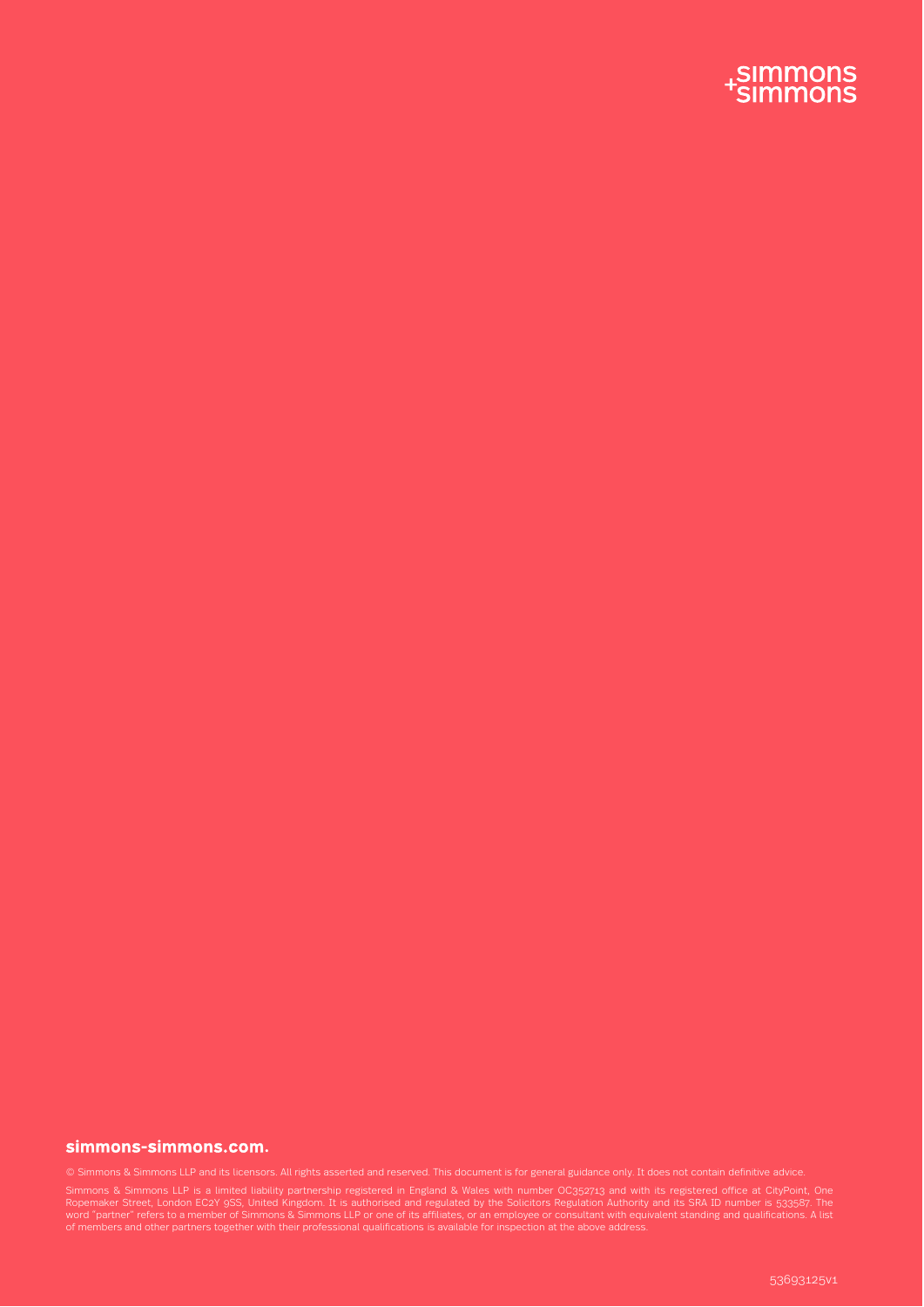simmons
simmons

**simmons-simmons.com.**

© Simmons & Simmons LLP and its licensors. All rights asserted and reserved. This document is for general guidance only. It does not contain definitive advice.

Simmons & Simmons LLP is a limited liability partnership registered in England & Wales with number OC352713 and with its registered office at CityPoint, One Ropemaker Street, London EC2Y 9SS, United Kingdom. It is authorised and regulated by the Solicitors Regulation Authority and its SRA ID number is 533587. The word "partner" refers to a member of Simmons & Simmons LLP or one of its affiliates, or an employee or consultant with equivalent standing and qualifications. A list of members and other partners together with their professional qualifications is available for inspection at the above address.

53693125v1